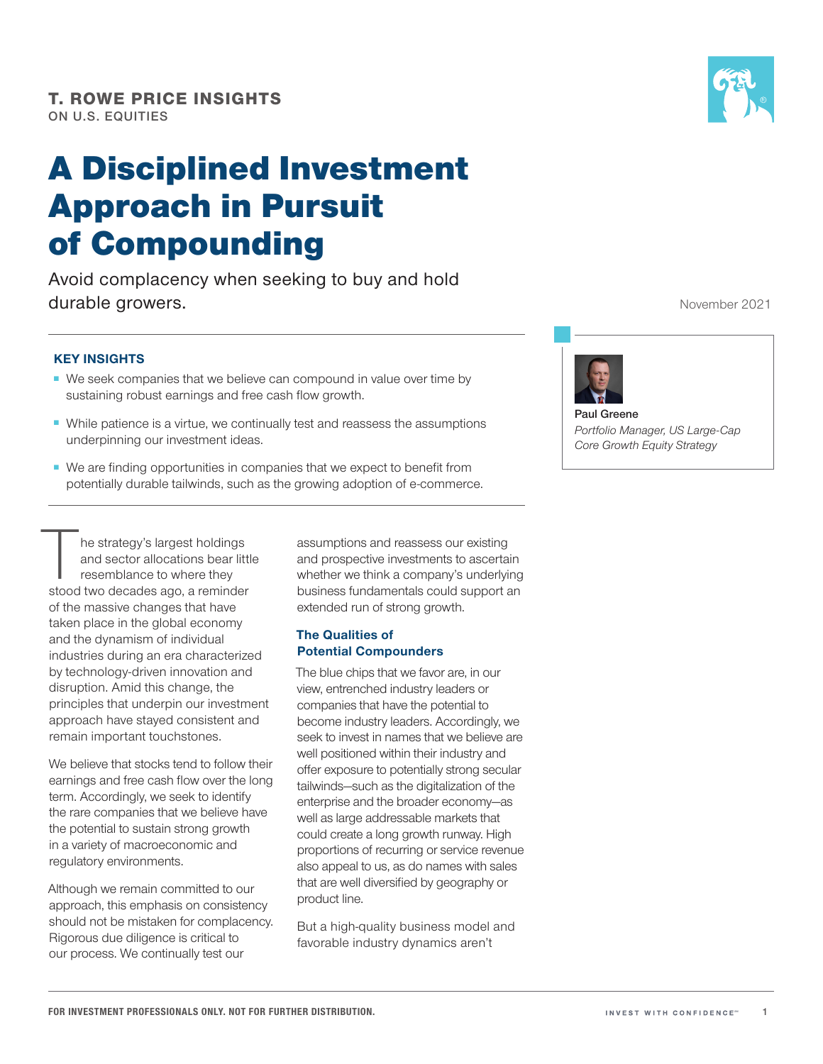T. ROWE PRICE INSIGHTS
ON U.S. EQUITIES

# A Disciplined Investment Approach in Pursuit of Compounding

Avoid complacency when seeking to buy and hold durable growers.

November 2021

**Paul Greene**
*Portfolio Manager, US Large-Cap Core Growth Equity Strategy*

### KEY INSIGHTS

- We seek companies that we believe can compound in value over time by sustaining robust earnings and free cash flow growth.
- While patience is a virtue, we continually test and reassess the assumptions underpinning our investment ideas.
- We are finding opportunities in companies that we expect to benefit from potentially durable tailwinds, such as the growing adoption of e-commerce.

The strategy's largest holdings and sector allocations bear little resemblance to where they stood two decades ago, a reminder of the massive changes that have taken place in the global economy and the dynamism of individual industries during an era characterized by technology-driven innovation and disruption. Amid this change, the principles that underpin our investment approach have stayed consistent and remain important touchstones.

We believe that stocks tend to follow their earnings and free cash flow over the long term. Accordingly, we seek to identify the rare companies that we believe have the potential to sustain strong growth in a variety of macroeconomic and regulatory environments.

Although we remain committed to our approach, this emphasis on consistency should not be mistaken for complacency. Rigorous due diligence is critical to our process. We continually test our assumptions and reassess our existing and prospective investments to ascertain whether we think a company's underlying business fundamentals could support an extended run of strong growth.

### The Qualities of Potential Compounders

The blue chips that we favor are, in our view, entrenched industry leaders or companies that have the potential to become industry leaders. Accordingly, we seek to invest in names that we believe are well positioned within their industry and offer exposure to potentially strong secular tailwinds—such as the digitalization of the enterprise and the broader economy—as well as large addressable markets that could create a long growth runway. High proportions of recurring or service revenue also appeal to us, as do names with sales that are well diversified by geography or product line.

But a high-quality business model and favorable industry dynamics aren't

FOR INVESTMENT PROFESSIONALS ONLY. NOT FOR FURTHER DISTRIBUTION.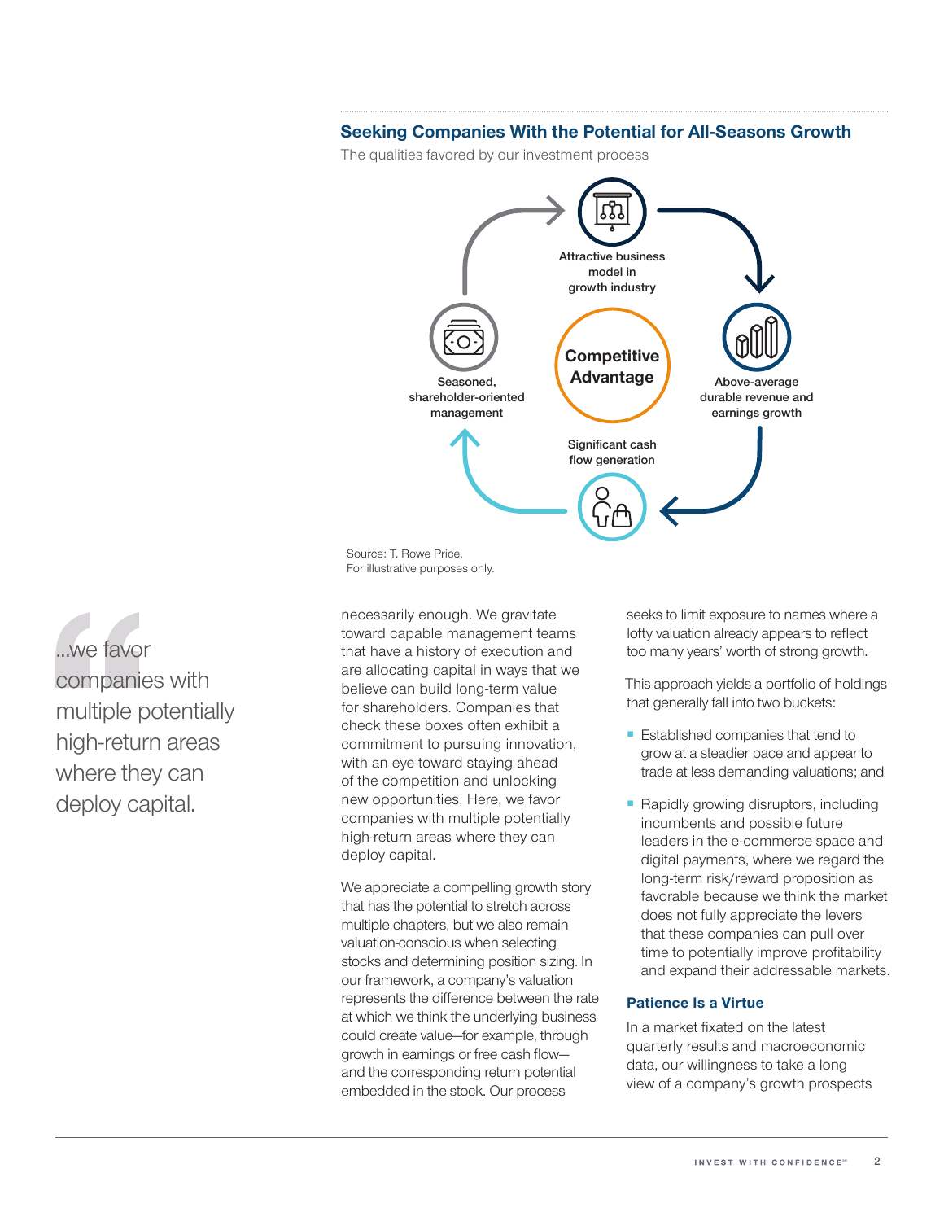### Seeking Companies With the Potential for All-Seasons Growth

The qualities favored by our investment process

Competitive Advantage

Attractive business model in growth industry

Above-average durable revenue and earnings growth

Significant cash flow generation

Seasoned, shareholder-oriented management

Source: T. Rowe Price.
For illustrative purposes only.

> ...we favor companies with multiple potentially high-return areas where they can deploy capital.

necessarily enough. We gravitate toward capable management teams that have a history of execution and are allocating capital in ways that we believe can build long-term value for shareholders. Companies that check these boxes often exhibit a commitment to pursuing innovation, with an eye toward staying ahead of the competition and unlocking new opportunities. Here, we favor companies with multiple potentially high-return areas where they can deploy capital.

We appreciate a compelling growth story that has the potential to stretch across multiple chapters, but we also remain valuation-conscious when selecting stocks and determining position sizing. In our framework, a company's valuation represents the difference between the rate at which we think the underlying business could create value—for example, through growth in earnings or free cash flow—and the corresponding return potential embedded in the stock. Our process seeks to limit exposure to names where a lofty valuation already appears to reflect too many years' worth of strong growth.

This approach yields a portfolio of holdings that generally fall into two buckets:

- Established companies that tend to grow at a steadier pace and appear to trade at less demanding valuations; and
- Rapidly growing disruptors, including incumbents and possible future leaders in the e-commerce space and digital payments, where we regard the long-term risk/reward proposition as favorable because we think the market does not fully appreciate the levers that these companies can pull over time to potentially improve profitability and expand their addressable markets.

### Patience Is a Virtue

In a market fixated on the latest quarterly results and macroeconomic data, our willingness to take a long view of a company's growth prospects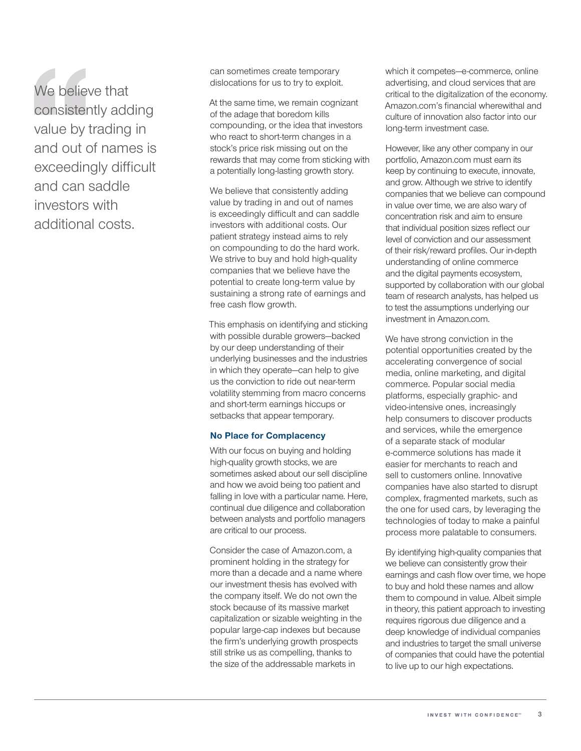> We believe that consistently adding value by trading in and out of names is exceedingly difficult and can saddle investors with additional costs.

can sometimes create temporary dislocations for us to try to exploit.

At the same time, we remain cognizant of the adage that boredom kills compounding, or the idea that investors who react to short-term changes in a stock's price risk missing out on the rewards that may come from sticking with a potentially long-lasting growth story.

We believe that consistently adding value by trading in and out of names is exceedingly difficult and can saddle investors with additional costs. Our patient strategy instead aims to rely on compounding to do the hard work. We strive to buy and hold high-quality companies that we believe have the potential to create long-term value by sustaining a strong rate of earnings and free cash flow growth.

This emphasis on identifying and sticking with possible durable growers—backed by our deep understanding of their underlying businesses and the industries in which they operate—can help to give us the conviction to ride out near-term volatility stemming from macro concerns and short-term earnings hiccups or setbacks that appear temporary.

### No Place for Complacency

With our focus on buying and holding high-quality growth stocks, we are sometimes asked about our sell discipline and how we avoid being too patient and falling in love with a particular name. Here, continual due diligence and collaboration between analysts and portfolio managers are critical to our process.

Consider the case of Amazon.com, a prominent holding in the strategy for more than a decade and a name where our investment thesis has evolved with the company itself. We do not own the stock because of its massive market capitalization or sizable weighting in the popular large-cap indexes but because the firm's underlying growth prospects still strike us as compelling, thanks to the size of the addressable markets in which it competes—e-commerce, online advertising, and cloud services that are critical to the digitalization of the economy. Amazon.com's financial wherewithal and culture of innovation also factor into our long-term investment case.

However, like any other company in our portfolio, Amazon.com must earn its keep by continuing to execute, innovate, and grow. Although we strive to identify companies that we believe can compound in value over time, we are also wary of concentration risk and aim to ensure that individual position sizes reflect our level of conviction and our assessment of their risk/reward profiles. Our in-depth understanding of online commerce and the digital payments ecosystem, supported by collaboration with our global team of research analysts, has helped us to test the assumptions underlying our investment in Amazon.com.

We have strong conviction in the potential opportunities created by the accelerating convergence of social media, online marketing, and digital commerce. Popular social media platforms, especially graphic- and video-intensive ones, increasingly help consumers to discover products and services, while the emergence of a separate stack of modular e-commerce solutions has made it easier for merchants to reach and sell to customers online. Innovative companies have also started to disrupt complex, fragmented markets, such as the one for used cars, by leveraging the technologies of today to make a painful process more palatable to consumers.

By identifying high-quality companies that we believe can consistently grow their earnings and cash flow over time, we hope to buy and hold these names and allow them to compound in value. Albeit simple in theory, this patient approach to investing requires rigorous due diligence and a deep knowledge of individual companies and industries to target the small universe of companies that could have the potential to live up to our high expectations.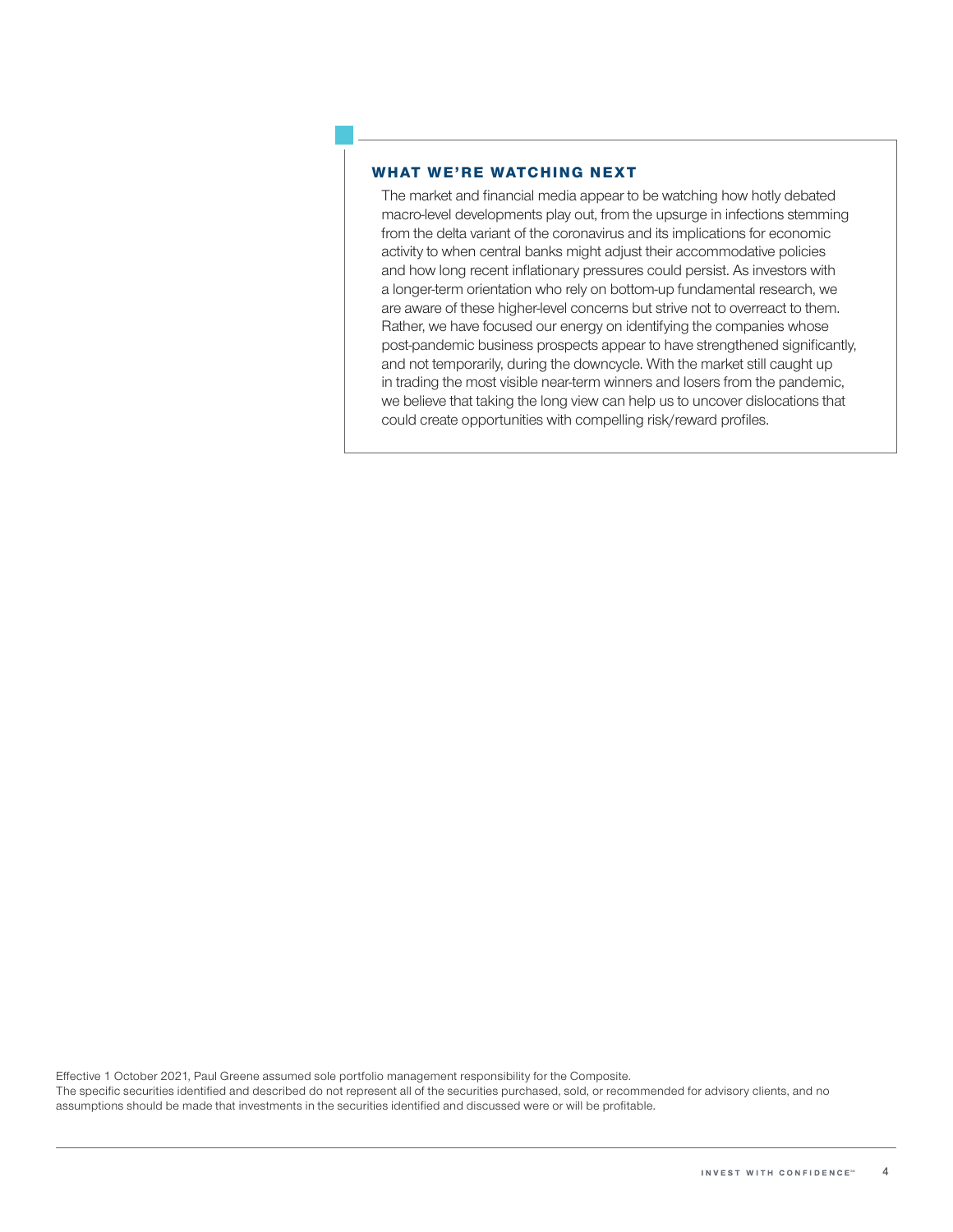## WHAT WE'RE WATCHING NEXT

The market and financial media appear to be watching how hotly debated macro-level developments play out, from the upsurge in infections stemming from the delta variant of the coronavirus and its implications for economic activity to when central banks might adjust their accommodative policies and how long recent inflationary pressures could persist. As investors with a longer-term orientation who rely on bottom-up fundamental research, we are aware of these higher-level concerns but strive not to overreact to them. Rather, we have focused our energy on identifying the companies whose post-pandemic business prospects appear to have strengthened significantly, and not temporarily, during the downcycle. With the market still caught up in trading the most visible near-term winners and losers from the pandemic, we believe that taking the long view can help us to uncover dislocations that could create opportunities with compelling risk/reward profiles.

Effective 1 October 2021, Paul Greene assumed sole portfolio management responsibility for the Composite.
The specific securities identified and described do not represent all of the securities purchased, sold, or recommended for advisory clients, and no assumptions should be made that investments in the securities identified and discussed were or will be profitable.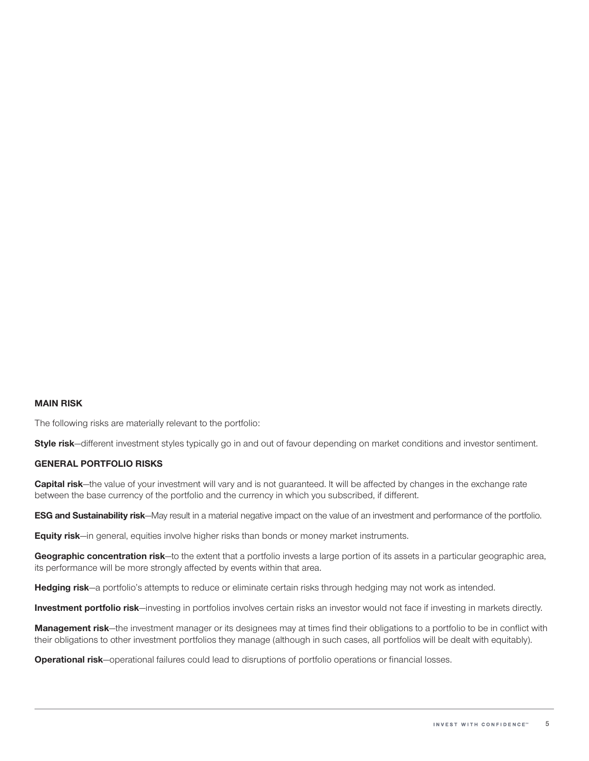## MAIN RISK

The following risks are materially relevant to the portfolio:

**Style risk**—different investment styles typically go in and out of favour depending on market conditions and investor sentiment.

## GENERAL PORTFOLIO RISKS

**Capital risk**—the value of your investment will vary and is not guaranteed. It will be affected by changes in the exchange rate between the base currency of the portfolio and the currency in which you subscribed, if different.

**ESG and Sustainability risk**—May result in a material negative impact on the value of an investment and performance of the portfolio.

**Equity risk**—in general, equities involve higher risks than bonds or money market instruments.

**Geographic concentration risk**—to the extent that a portfolio invests a large portion of its assets in a particular geographic area, its performance will be more strongly affected by events within that area.

**Hedging risk**—a portfolio's attempts to reduce or eliminate certain risks through hedging may not work as intended.

**Investment portfolio risk**—investing in portfolios involves certain risks an investor would not face if investing in markets directly.

**Management risk**—the investment manager or its designees may at times find their obligations to a portfolio to be in conflict with their obligations to other investment portfolios they manage (although in such cases, all portfolios will be dealt with equitably).

**Operational risk**—operational failures could lead to disruptions of portfolio operations or financial losses.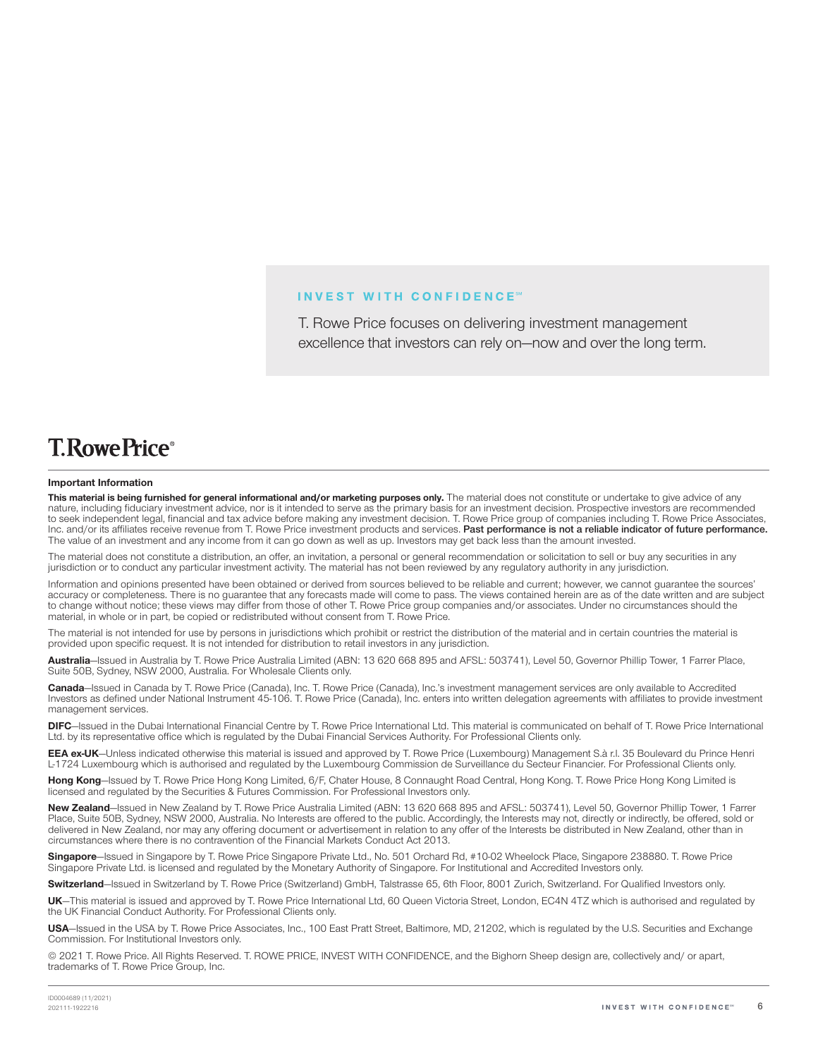**INVEST WITH CONFIDENCE℠**

T. Rowe Price focuses on delivering investment management excellence that investors can rely on—now and over the long term.

T.RowePrice®

**Important Information**

**This material is being furnished for general informational and/or marketing purposes only.** The material does not constitute or undertake to give advice of any nature, including fiduciary investment advice, nor is it intended to serve as the primary basis for an investment decision. Prospective investors are recommended to seek independent legal, financial and tax advice before making any investment decision. T. Rowe Price group of companies including T. Rowe Price Associates, Inc. and/or its affiliates receive revenue from T. Rowe Price investment products and services. **Past performance is not a reliable indicator of future performance.** The value of an investment and any income from it can go down as well as up. Investors may get back less than the amount invested.

The material does not constitute a distribution, an offer, an invitation, a personal or general recommendation or solicitation to sell or buy any securities in any jurisdiction or to conduct any particular investment activity. The material has not been reviewed by any regulatory authority in any jurisdiction.

Information and opinions presented have been obtained or derived from sources believed to be reliable and current; however, we cannot guarantee the sources' accuracy or completeness. There is no guarantee that any forecasts made will come to pass. The views contained herein are as of the date written and are subject to change without notice; these views may differ from those of other T. Rowe Price group companies and/or associates. Under no circumstances should the material, in whole or in part, be copied or redistributed without consent from T. Rowe Price.

The material is not intended for use by persons in jurisdictions which prohibit or restrict the distribution of the material and in certain countries the material is provided upon specific request. It is not intended for distribution to retail investors in any jurisdiction.

**Australia**—Issued in Australia by T. Rowe Price Australia Limited (ABN: 13 620 668 895 and AFSL: 503741), Level 50, Governor Phillip Tower, 1 Farrer Place, Suite 50B, Sydney, NSW 2000, Australia. For Wholesale Clients only.

**Canada**—Issued in Canada by T. Rowe Price (Canada), Inc. T. Rowe Price (Canada), Inc.'s investment management services are only available to Accredited Investors as defined under National Instrument 45-106. T. Rowe Price (Canada), Inc. enters into written delegation agreements with affiliates to provide investment management services.

**DIFC**—Issued in the Dubai International Financial Centre by T. Rowe Price International Ltd. This material is communicated on behalf of T. Rowe Price International Ltd. by its representative office which is regulated by the Dubai Financial Services Authority. For Professional Clients only.

**EEA ex-UK**—Unless indicated otherwise this material is issued and approved by T. Rowe Price (Luxembourg) Management S.à r.l. 35 Boulevard du Prince Henri L-1724 Luxembourg which is authorised and regulated by the Luxembourg Commission de Surveillance du Secteur Financier. For Professional Clients only.

**Hong Kong**—Issued by T. Rowe Price Hong Kong Limited, 6/F, Chater House, 8 Connaught Road Central, Hong Kong. T. Rowe Price Hong Kong Limited is licensed and regulated by the Securities & Futures Commission. For Professional Investors only.

**New Zealand**—Issued in New Zealand by T. Rowe Price Australia Limited (ABN: 13 620 668 895 and AFSL: 503741), Level 50, Governor Phillip Tower, 1 Farrer Place, Suite 50B, Sydney, NSW 2000, Australia. No Interests are offered to the public. Accordingly, the Interests may not, directly or indirectly, be offered, sold or delivered in New Zealand, nor may any offering document or advertisement in relation to any offer of the Interests be distributed in New Zealand, other than in circumstances where there is no contravention of the Financial Markets Conduct Act 2013.

**Singapore**—Issued in Singapore by T. Rowe Price Singapore Private Ltd., No. 501 Orchard Rd, #10-02 Wheelock Place, Singapore 238880. T. Rowe Price Singapore Private Ltd. is licensed and regulated by the Monetary Authority of Singapore. For Institutional and Accredited Investors only.

**Switzerland**—Issued in Switzerland by T. Rowe Price (Switzerland) GmbH, Talstrasse 65, 6th Floor, 8001 Zurich, Switzerland. For Qualified Investors only.

**UK**—This material is issued and approved by T. Rowe Price International Ltd, 60 Queen Victoria Street, London, EC4N 4TZ which is authorised and regulated by the UK Financial Conduct Authority. For Professional Clients only.

**USA**—Issued in the USA by T. Rowe Price Associates, Inc., 100 East Pratt Street, Baltimore, MD, 21202, which is regulated by the U.S. Securities and Exchange Commission. For Institutional Investors only.

© 2021 T. Rowe Price. All Rights Reserved. T. ROWE PRICE, INVEST WITH CONFIDENCE, and the Bighorn Sheep design are, collectively and/ or apart, trademarks of T. Rowe Price Group, Inc.

ID0004689 (11/2021)
202111-1922216